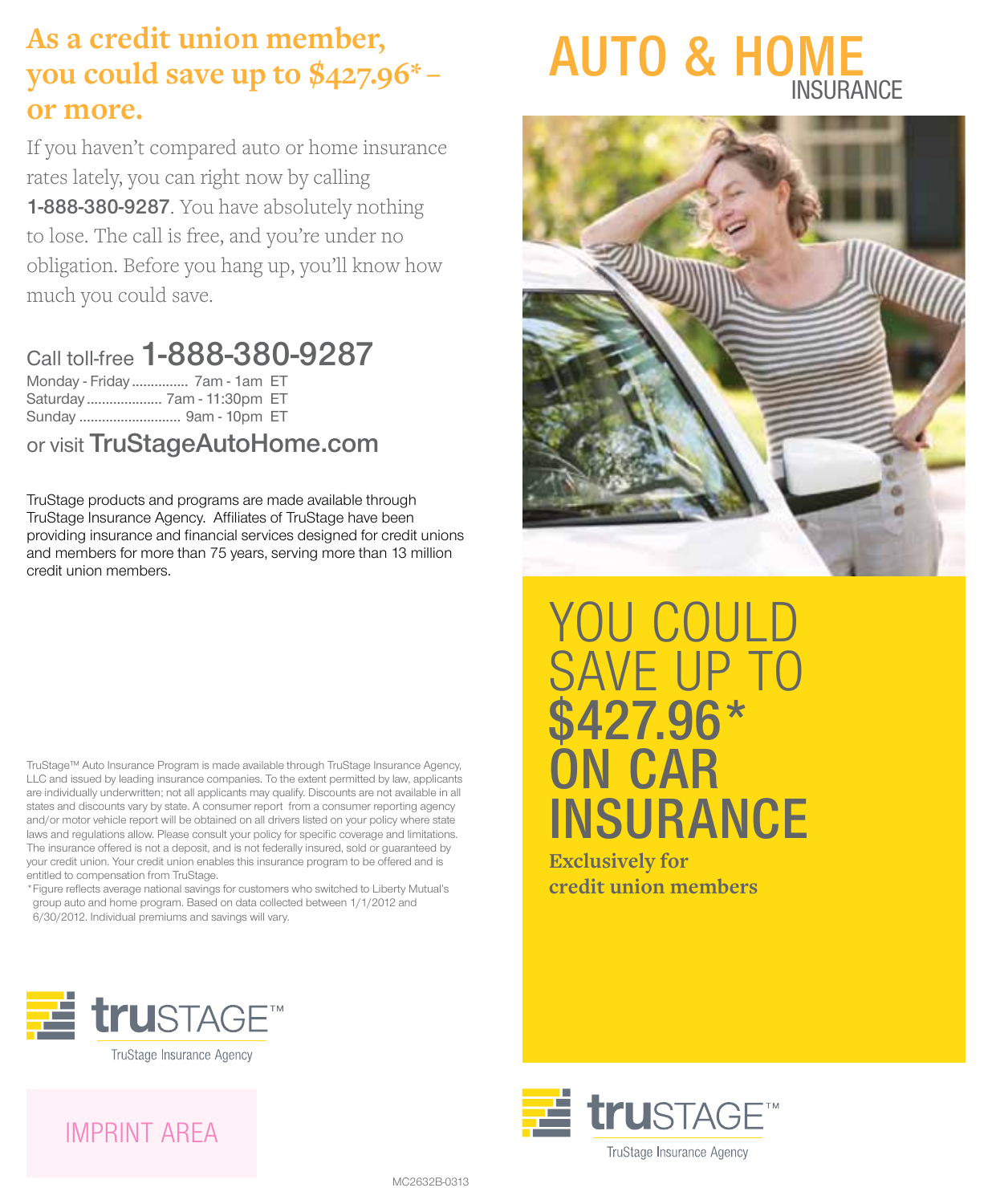## As a credit union member, you could save up to $427.96* – or more.

If you haven't compared auto or home insurance rates lately, you can right now by calling **1-888-380-9287**. You have absolutely nothing to lose. The call is free, and you're under no obligation. Before you hang up, you'll know how much you could save.

Call toll-free **1-888-380-9287**

Monday - Friday .............. 7am - 1am ET
Saturday .................... 7am - 11:30pm ET
Sunday .......................... 9am - 10pm ET

or visit **TruStageAutoHome.com**

TruStage products and programs are made available through TruStage Insurance Agency. Affiliates of TruStage have been providing insurance and financial services designed for credit unions and members for more than 75 years, serving more than 13 million credit union members.

TruStage™ Auto Insurance Program is made available through TruStage Insurance Agency, LLC and issued by leading insurance companies. To the extent permitted by law, applicants are individually underwritten; not all applicants may qualify. Discounts are not available in all states and discounts vary by state. A consumer report from a consumer reporting agency and/or motor vehicle report will be obtained on all drivers listed on your policy where state laws and regulations allow. Please consult your policy for specific coverage and limitations. The insurance offered is not a deposit, and is not federally insured, sold or guaranteed by your credit union. Your credit union enables this insurance program to be offered and is entitled to compensation from TruStage.

*Figure reflects average national savings for customers who switched to Liberty Mutual's group auto and home program. Based on data collected between 1/1/2012 and 6/30/2012. Individual premiums and savings will vary.

truSTAGE™
TruStage Insurance Agency

IMPRINT AREA

MC2632B-0313

# AUTO & HOME INSURANCE

## YOU COULD SAVE UP TO $427.96* ON CAR INSURANCE

**Exclusively for credit union members**

truSTAGE™
TruStage Insurance Agency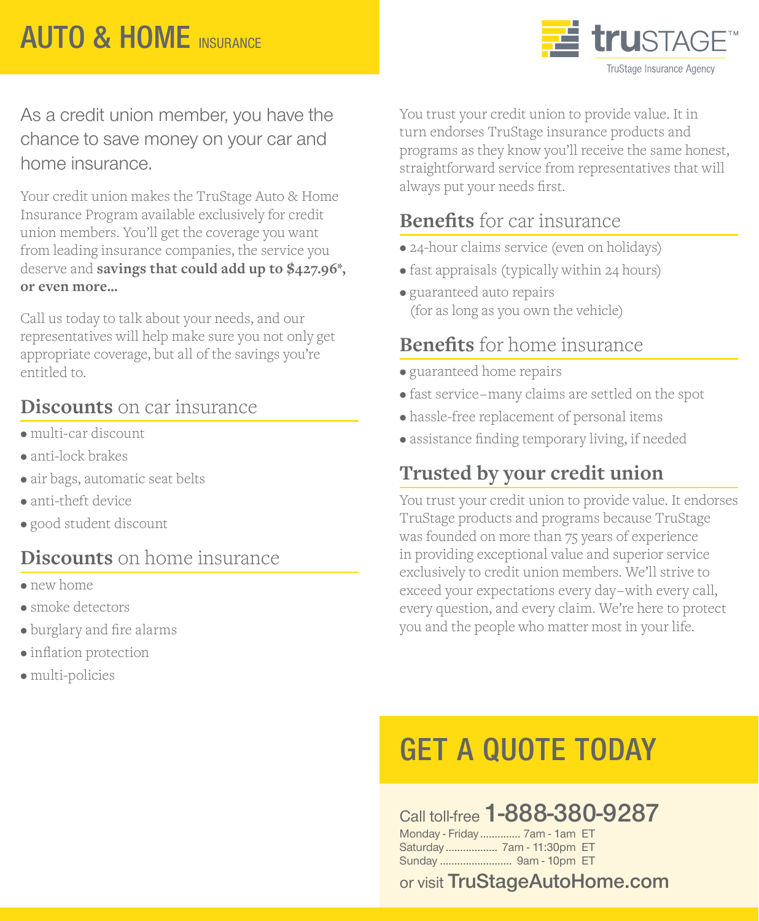# AUTO & HOME INSURANCE

trustage™
TruStage Insurance Agency

As a credit union member, you have the chance to save money on your car and home insurance.

Your credit union makes the TruStage Auto & Home Insurance Program available exclusively for credit union members. You'll get the coverage you want from leading insurance companies, the service you deserve and **savings that could add up to $427.96*, or even more...**

Call us today to talk about your needs, and our representatives will help make sure you not only get appropriate coverage, but all of the savings you're entitled to.

## **Discounts** on car insurance

- multi-car discount
- anti-lock brakes
- air bags, automatic seat belts
- anti-theft device
- good student discount

## **Discounts** on home insurance

- new home
- smoke detectors
- burglary and fire alarms
- inflation protection
- multi-policies

You trust your credit union to provide value. It in turn endorses TruStage insurance products and programs as they know you'll receive the same honest, straightforward service from representatives that will always put your needs first.

## **Benefits** for car insurance

- 24-hour claims service (even on holidays)
- fast appraisals (typically within 24 hours)
- guaranteed auto repairs (for as long as you own the vehicle)

## **Benefits** for home insurance

- guaranteed home repairs
- fast service–many claims are settled on the spot
- hassle-free replacement of personal items
- assistance finding temporary living, if needed

## **Trusted by your credit union**

You trust your credit union to provide value. It endorses TruStage products and programs because TruStage was founded on more than 75 years of experience in providing exceptional value and superior service exclusively to credit union members. We'll strive to exceed your expectations every day–with every call, every question, and every claim. We're here to protect you and the people who matter most in your life.

## GET A QUOTE TODAY

Call toll-free **1-888-380-9287**

Monday - Friday ............. 7am - 1am ET
Saturday .................. 7am - 11:30pm ET
Sunday ........................ 9am - 10pm ET

or visit **TruStageAutoHome.com**